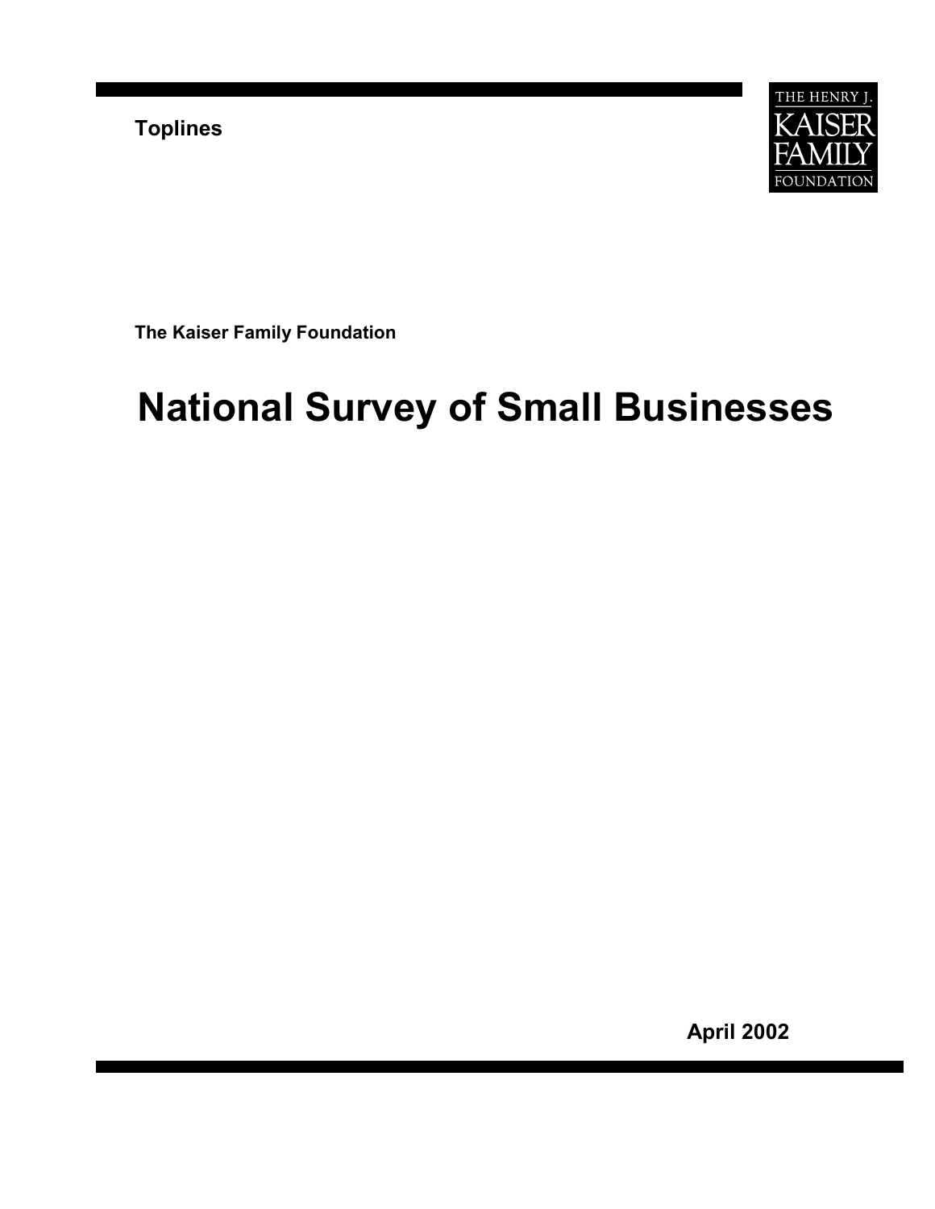**Toplines**

THE HENRY J. KAISER FAMILY FOUNDATION

**The Kaiser Family Foundation**

# National Survey of Small Businesses

**April 2002**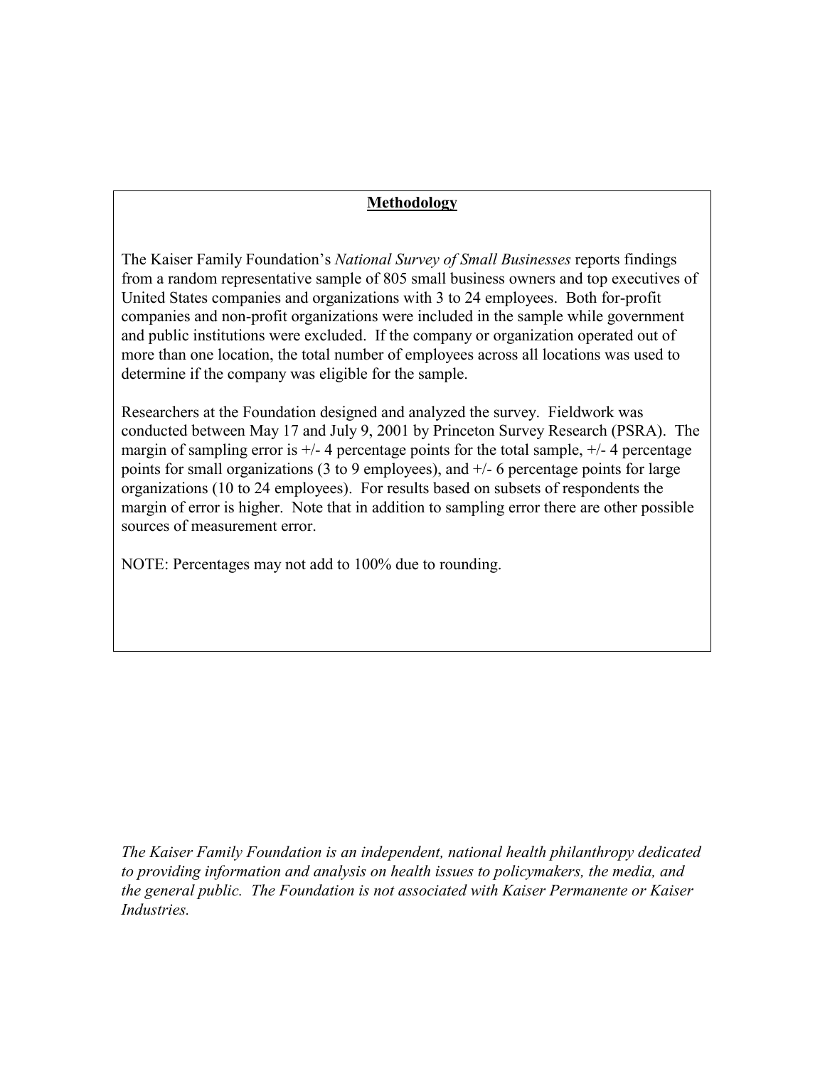## Methodology

The Kaiser Family Foundation's *National Survey of Small Businesses* reports findings from a random representative sample of 805 small business owners and top executives of United States companies and organizations with 3 to 24 employees. Both for-profit companies and non-profit organizations were included in the sample while government and public institutions were excluded. If the company or organization operated out of more than one location, the total number of employees across all locations was used to determine if the company was eligible for the sample.

Researchers at the Foundation designed and analyzed the survey. Fieldwork was conducted between May 17 and July 9, 2001 by Princeton Survey Research (PSRA). The margin of sampling error is +/- 4 percentage points for the total sample, +/- 4 percentage points for small organizations (3 to 9 employees), and +/- 6 percentage points for large organizations (10 to 24 employees). For results based on subsets of respondents the margin of error is higher. Note that in addition to sampling error there are other possible sources of measurement error.

NOTE: Percentages may not add to 100% due to rounding.

*The Kaiser Family Foundation is an independent, national health philanthropy dedicated to providing information and analysis on health issues to policymakers, the media, and the general public. The Foundation is not associated with Kaiser Permanente or Kaiser Industries.*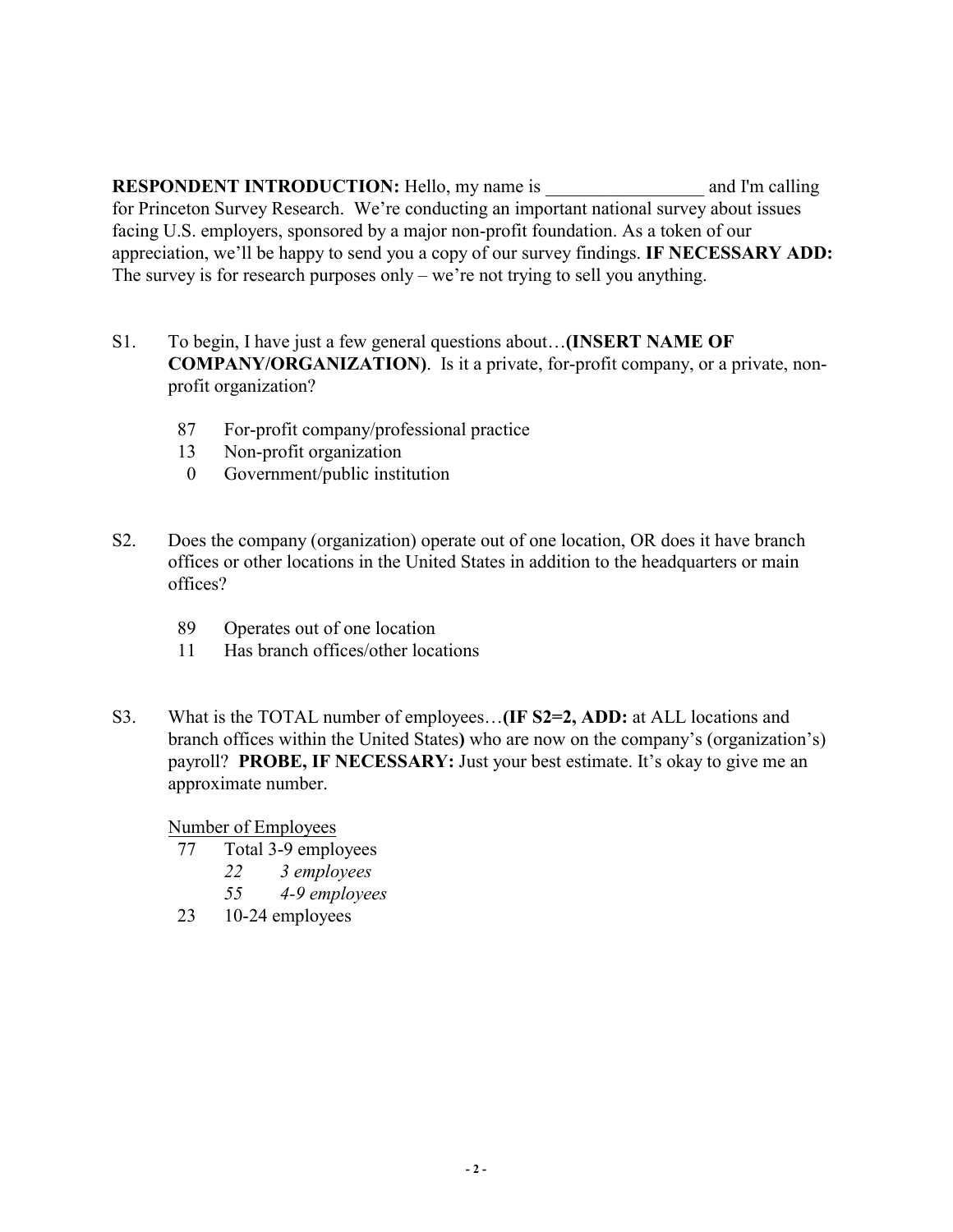**RESPONDENT INTRODUCTION:** Hello, my name is _________________ and I'm calling for Princeton Survey Research. We're conducting an important national survey about issues facing U.S. employers, sponsored by a major non-profit foundation. As a token of our appreciation, we'll be happy to send you a copy of our survey findings. **IF NECESSARY ADD:** The survey is for research purposes only – we're not trying to sell you anything.

S1. To begin, I have just a few general questions about…**(INSERT NAME OF COMPANY/ORGANIZATION)**. Is it a private, for-profit company, or a private, non-profit organization?

- 87 For-profit company/professional practice
- 13 Non-profit organization
- 0 Government/public institution

S2. Does the company (organization) operate out of one location, OR does it have branch offices or other locations in the United States in addition to the headquarters or main offices?

- 89 Operates out of one location
- 11 Has branch offices/other locations

S3. What is the TOTAL number of employees…**(IF S2=2, ADD:** at ALL locations and branch offices within the United States**)** who are now on the company's (organization's) payroll? **PROBE, IF NECESSARY:** Just your best estimate. It's okay to give me an approximate number.

Number of Employees

- 77 Total 3-9 employees
  - *22 3 employees*
  - *55 4-9 employees*
- 23 10-24 employees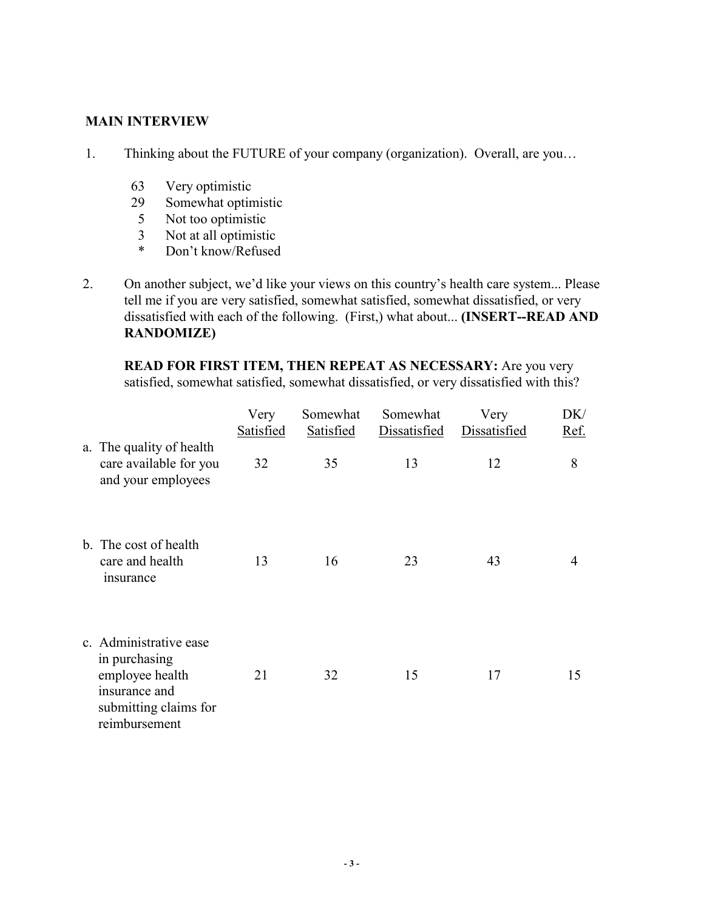**MAIN INTERVIEW**

1. Thinking about the FUTURE of your company (organization). Overall, are you…

   63 Very optimistic
   29 Somewhat optimistic
   5 Not too optimistic
   3 Not at all optimistic
   * Don't know/Refused

2. On another subject, we'd like your views on this country's health care system... Please tell me if you are very satisfied, somewhat satisfied, somewhat dissatisfied, or very dissatisfied with each of the following. (First,) what about... **(INSERT--READ AND RANDOMIZE)**

   **READ FOR FIRST ITEM, THEN REPEAT AS NECESSARY:** Are you very satisfied, somewhat satisfied, somewhat dissatisfied, or very dissatisfied with this?

| | Very Satisfied | Somewhat Satisfied | Somewhat Dissatisfied | Very Dissatisfied | DK/ Ref. |
|---|---|---|---|---|---|
| a. The quality of health care available for you and your employees | 32 | 35 | 13 | 12 | 8 |
| b. The cost of health care and health insurance | 13 | 16 | 23 | 43 | 4 |
| c. Administrative ease in purchasing employee health insurance and submitting claims for reimbursement | 21 | 32 | 15 | 17 | 15 |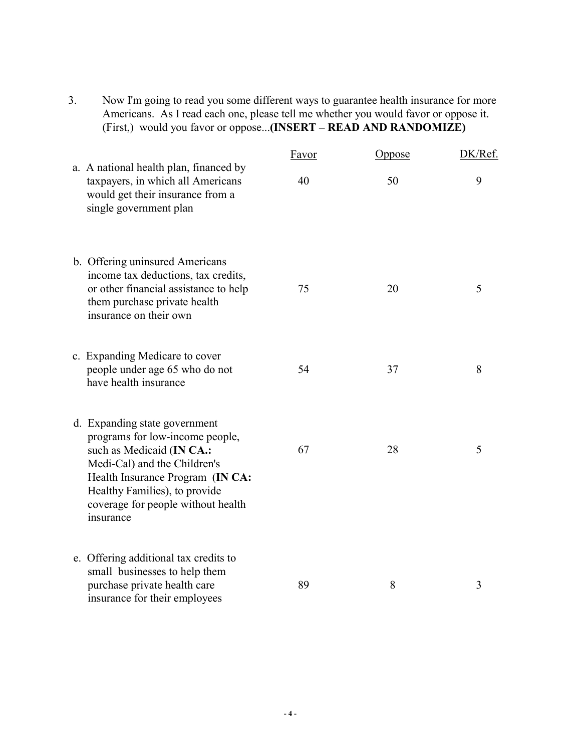3. Now I'm going to read you some different ways to guarantee health insurance for more Americans. As I read each one, please tell me whether you would favor or oppose it. (First,) would you favor or oppose...**(INSERT – READ AND RANDOMIZE)**

| | Favor | Oppose | DK/Ref. |
|---|---|---|---|
| a. A national health plan, financed by taxpayers, in which all Americans would get their insurance from a single government plan | 40 | 50 | 9 |
| b. Offering uninsured Americans income tax deductions, tax credits, or other financial assistance to help them purchase private health insurance on their own | 75 | 20 | 5 |
| c. Expanding Medicare to cover people under age 65 who do not have health insurance | 54 | 37 | 8 |
| d. Expanding state government programs for low-income people, such as Medicaid (**IN CA.:** Medi-Cal) and the Children's Health Insurance Program (**IN CA:** Healthy Families), to provide coverage for people without health insurance | 67 | 28 | 5 |
| e. Offering additional tax credits to small businesses to help them purchase private health care insurance for their employees | 89 | 8 | 3 |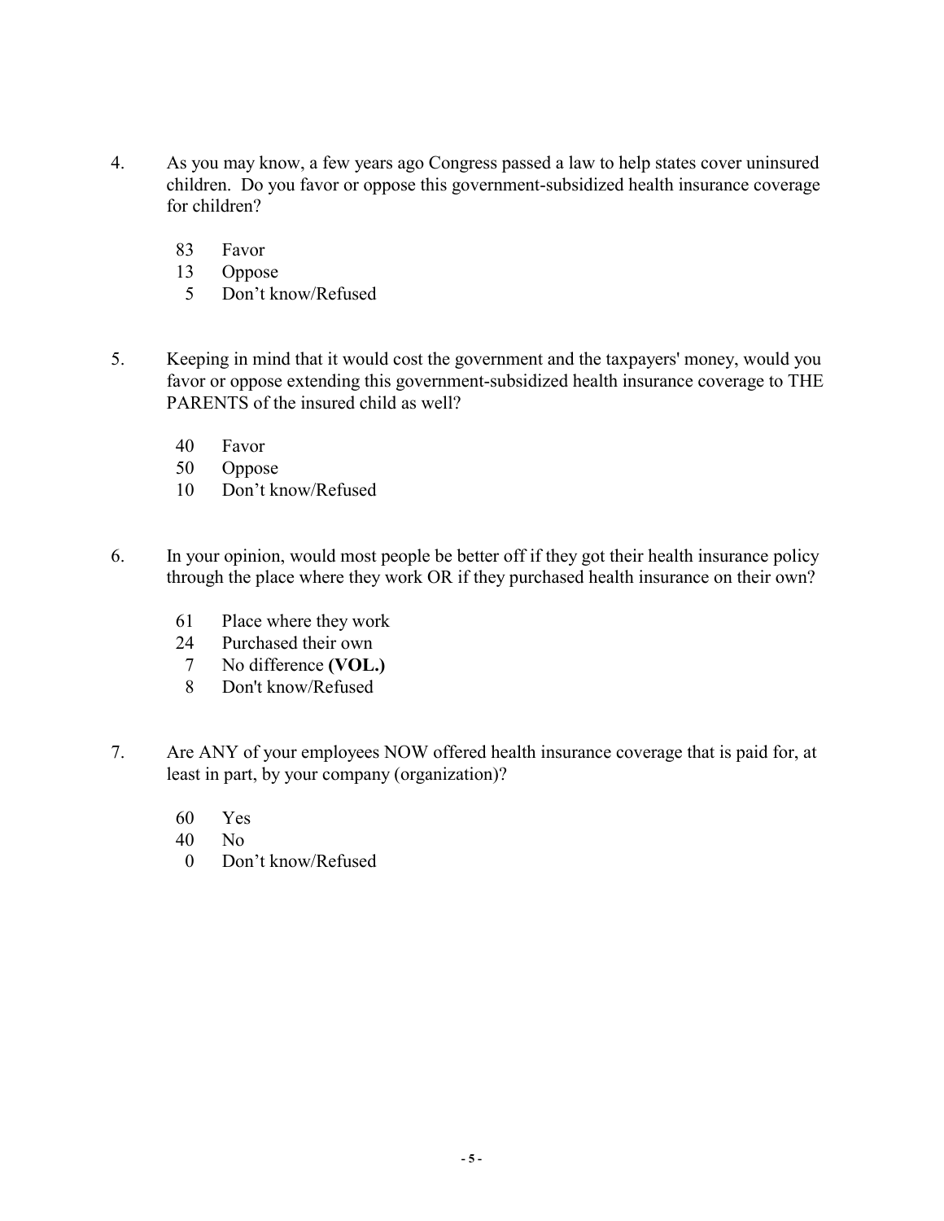4. As you may know, a few years ago Congress passed a law to help states cover uninsured children. Do you favor or oppose this government-subsidized health insurance coverage for children?

   83 Favor
   13 Oppose
   5 Don't know/Refused

5. Keeping in mind that it would cost the government and the taxpayers' money, would you favor or oppose extending this government-subsidized health insurance coverage to THE PARENTS of the insured child as well?

   40 Favor
   50 Oppose
   10 Don't know/Refused

6. In your opinion, would most people be better off if they got their health insurance policy through the place where they work OR if they purchased health insurance on their own?

   61 Place where they work
   24 Purchased their own
   7 No difference **(VOL.)**
   8 Don't know/Refused

7. Are ANY of your employees NOW offered health insurance coverage that is paid for, at least in part, by your company (organization)?

   60 Yes
   40 No
   0 Don't know/Refused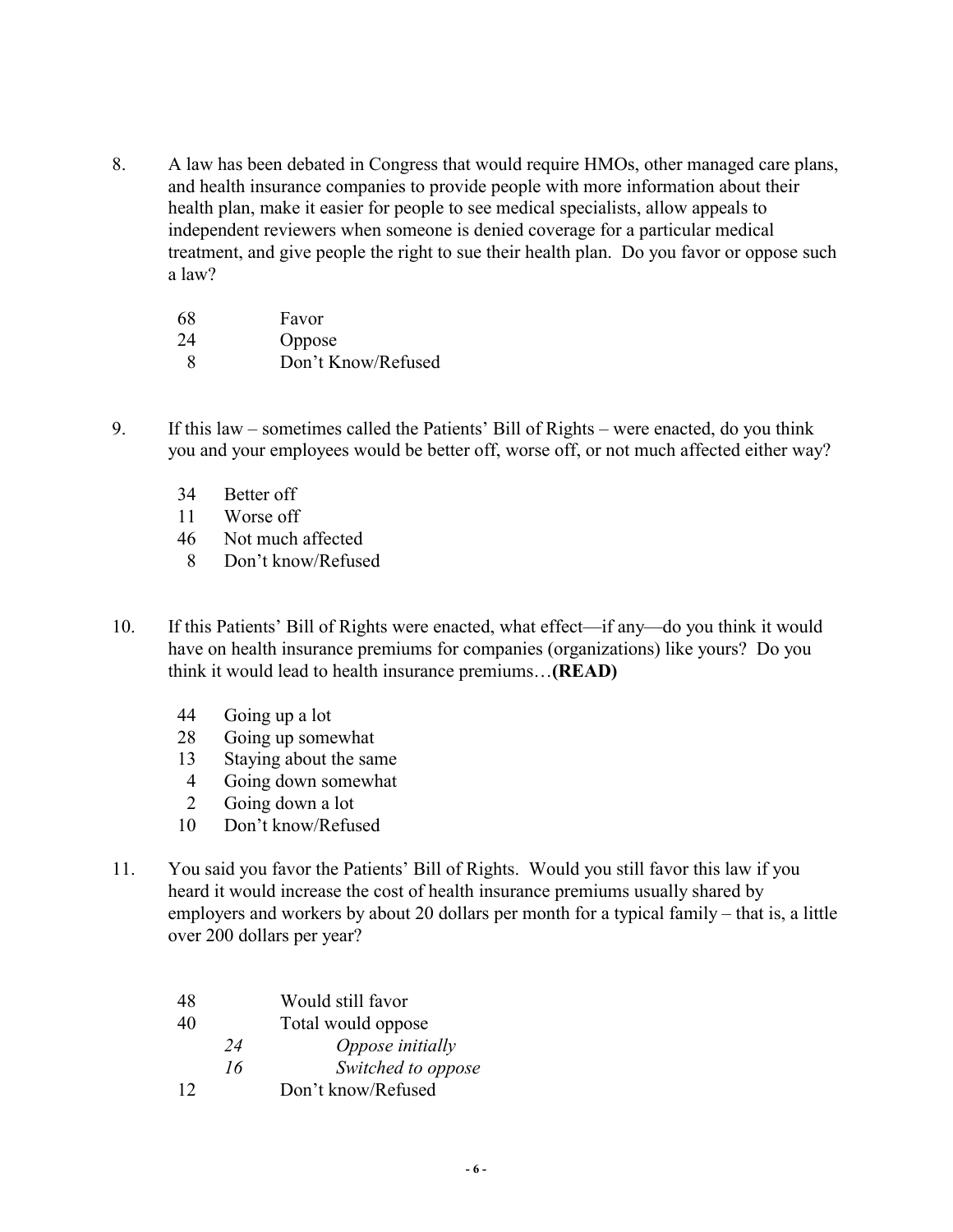8. A law has been debated in Congress that would require HMOs, other managed care plans, and health insurance companies to provide people with more information about their health plan, make it easier for people to see medical specialists, allow appeals to independent reviewers when someone is denied coverage for a particular medical treatment, and give people the right to sue their health plan. Do you favor or oppose such a law?

| | |
|---|---|
| 68 | Favor |
| 24 | Oppose |
| 8 | Don't Know/Refused |

9. If this law – sometimes called the Patients' Bill of Rights – were enacted, do you think you and your employees would be better off, worse off, or not much affected either way?

| | |
|---|---|
| 34 | Better off |
| 11 | Worse off |
| 46 | Not much affected |
| 8 | Don't know/Refused |

10. If this Patients' Bill of Rights were enacted, what effect—if any—do you think it would have on health insurance premiums for companies (organizations) like yours? Do you think it would lead to health insurance premiums…**(READ)**

| | |
|---|---|
| 44 | Going up a lot |
| 28 | Going up somewhat |
| 13 | Staying about the same |
| 4 | Going down somewhat |
| 2 | Going down a lot |
| 10 | Don't know/Refused |

11. You said you favor the Patients' Bill of Rights. Would you still favor this law if you heard it would increase the cost of health insurance premiums usually shared by employers and workers by about 20 dollars per month for a typical family – that is, a little over 200 dollars per year?

| | | |
|---|---|---|
| 48 | | Would still favor |
| 40 | | Total would oppose |
| | *24* | *Oppose initially* |
| | *16* | *Switched to oppose* |
| 12 | | Don't know/Refused |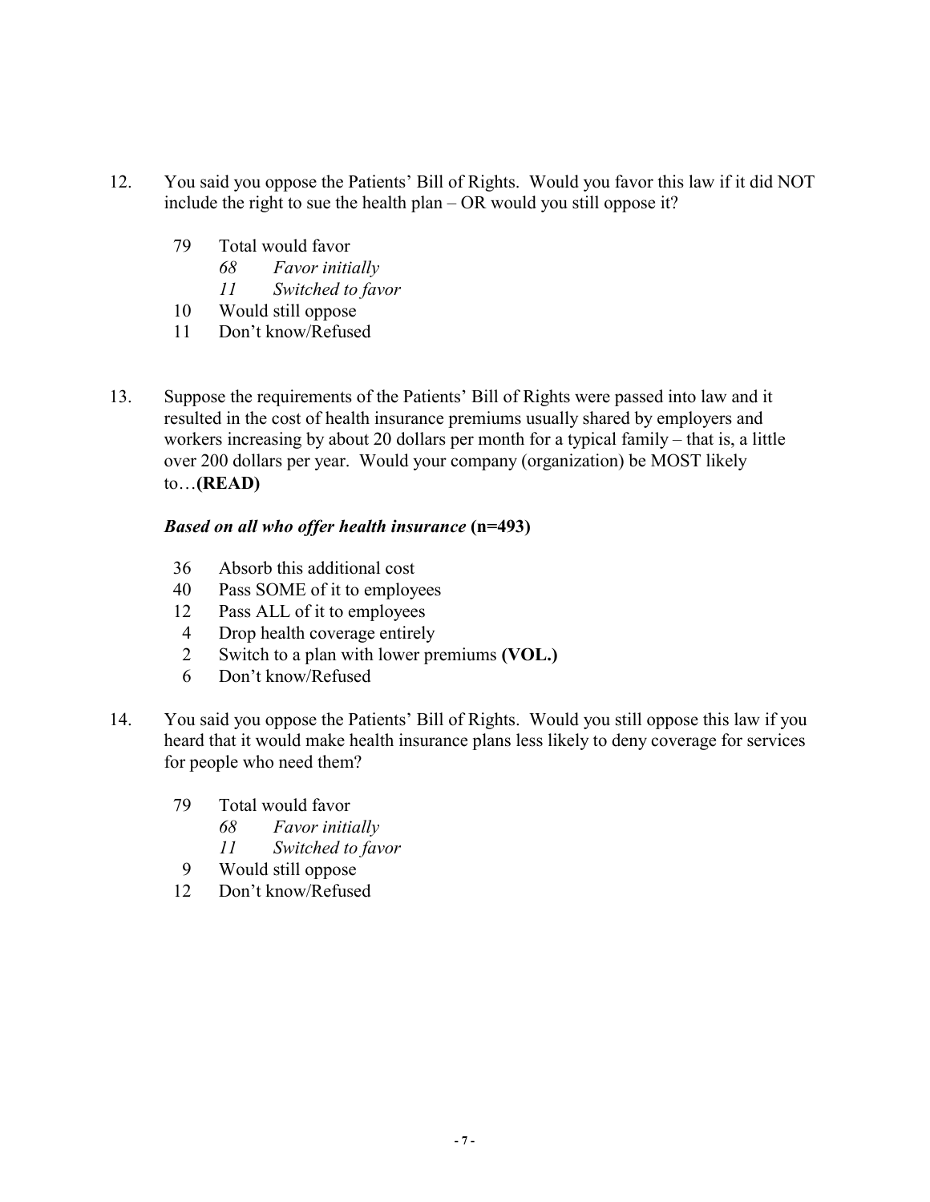12. You said you oppose the Patients' Bill of Rights. Would you favor this law if it did NOT include the right to sue the health plan – OR would you still oppose it?

| | |
|---|---|
| 79 | Total would favor |
| *68* | *Favor initially* |
| *11* | *Switched to favor* |
| 10 | Would still oppose |
| 11 | Don't know/Refused |

13. Suppose the requirements of the Patients' Bill of Rights were passed into law and it resulted in the cost of health insurance premiums usually shared by employers and workers increasing by about 20 dollars per month for a typical family – that is, a little over 200 dollars per year. Would your company (organization) be MOST likely to…**(READ)**

***Based on all who offer health insurance*** **(n=493)**

| | |
|---|---|
| 36 | Absorb this additional cost |
| 40 | Pass SOME of it to employees |
| 12 | Pass ALL of it to employees |
| 4 | Drop health coverage entirely |
| 2 | Switch to a plan with lower premiums **(VOL.)** |
| 6 | Don't know/Refused |

14. You said you oppose the Patients' Bill of Rights. Would you still oppose this law if you heard that it would make health insurance plans less likely to deny coverage for services for people who need them?

| | |
|---|---|
| 79 | Total would favor |
| *68* | *Favor initially* |
| *11* | *Switched to favor* |
| 9 | Would still oppose |
| 12 | Don't know/Refused |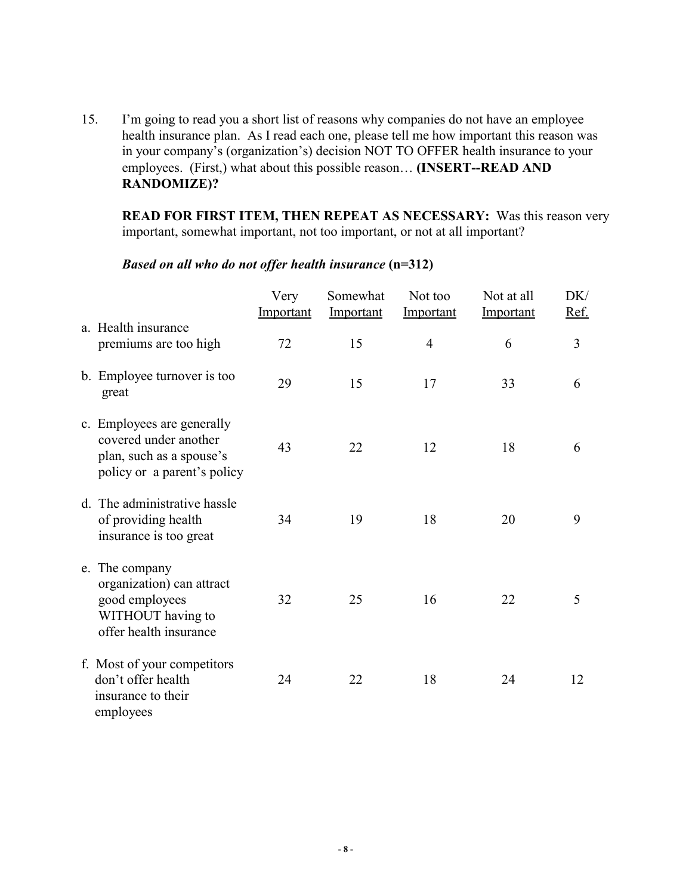15. I'm going to read you a short list of reasons why companies do not have an employee health insurance plan. As I read each one, please tell me how important this reason was in your company's (organization's) decision NOT TO OFFER health insurance to your employees. (First,) what about this possible reason… **(INSERT--READ AND RANDOMIZE)?**

**READ FOR FIRST ITEM, THEN REPEAT AS NECESSARY:** Was this reason very important, somewhat important, not too important, or not at all important?

***Based on all who do not offer health insurance* (n=312)**

| | Very Important | Somewhat Important | Not too Important | Not at all Important | DK/ Ref. |
|---|---|---|---|---|---|
| a. Health insurance premiums are too high | 72 | 15 | 4 | 6 | 3 |
| b. Employee turnover is too great | 29 | 15 | 17 | 33 | 6 |
| c. Employees are generally covered under another plan, such as a spouse's policy or a parent's policy | 43 | 22 | 12 | 18 | 6 |
| d. The administrative hassle of providing health insurance is too great | 34 | 19 | 18 | 20 | 9 |
| e. The company organization) can attract good employees WITHOUT having to offer health insurance | 32 | 25 | 16 | 22 | 5 |
| f. Most of your competitors don't offer health insurance to their employees | 24 | 22 | 18 | 24 | 12 |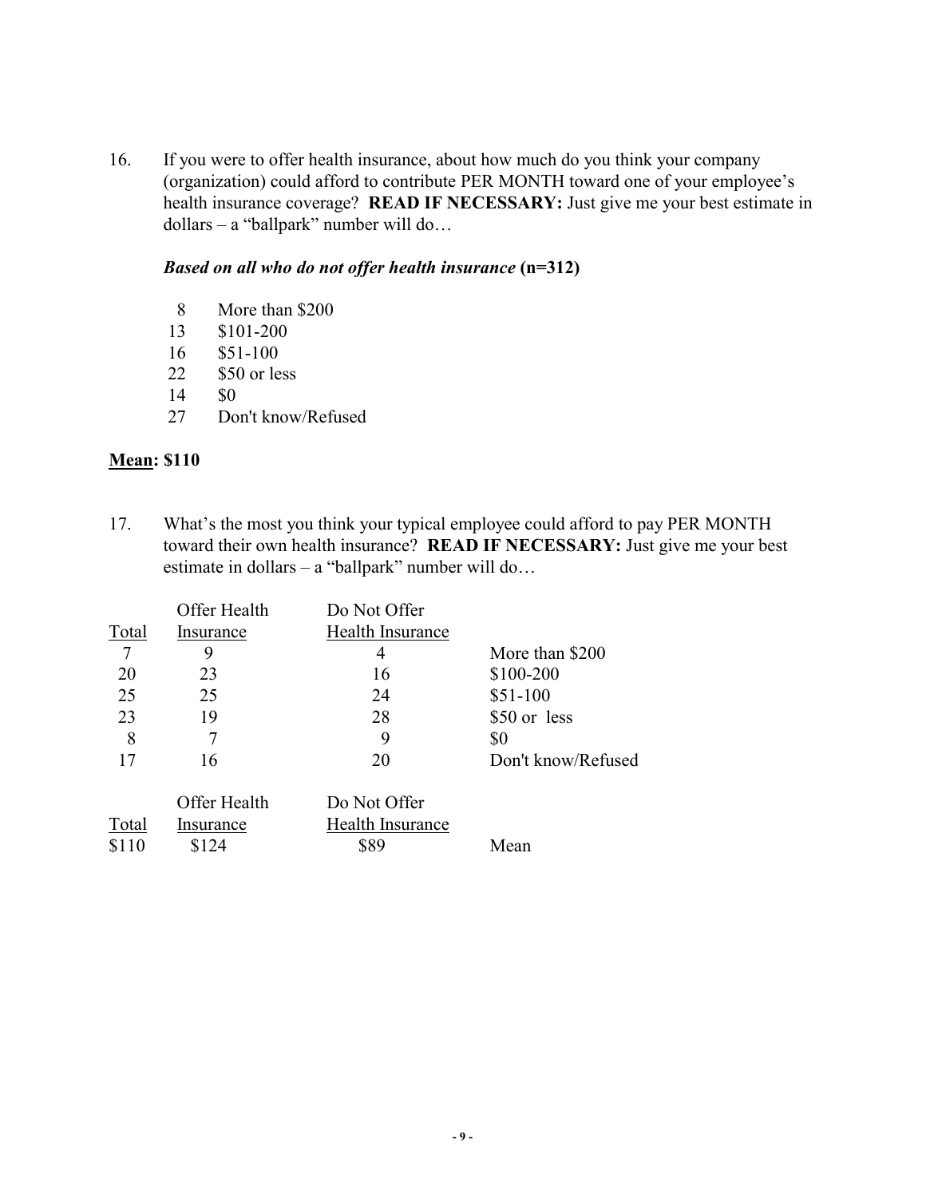16. If you were to offer health insurance, about how much do you think your company (organization) could afford to contribute PER MONTH toward one of your employee's health insurance coverage? **READ IF NECESSARY:** Just give me your best estimate in dollars – a "ballpark" number will do…

***Based on all who do not offer health insurance*** **(n=312)**

| | |
|---|---|
| 8 | More than $200 |
| 13 | $101-200 |
| 16 | $51-100 |
| 22 | $50 or less |
| 14 | $0 |
| 27 | Don't know/Refused |

**Mean: $110**

17. What's the most you think your typical employee could afford to pay PER MONTH toward their own health insurance? **READ IF NECESSARY:** Just give me your best estimate in dollars – a "ballpark" number will do…

| Total | Offer Health Insurance | Do Not Offer Health Insurance | |
|---|---|---|---|
| 7 | 9 | 4 | More than $200 |
| 20 | 23 | 16 | $100-200 |
| 25 | 25 | 24 | $51-100 |
| 23 | 19 | 28 | $50 or less |
| 8 | 7 | 9 | $0 |
| 17 | 16 | 20 | Don't know/Refused |

| Total | Offer Health Insurance | Do Not Offer Health Insurance | |
|---|---|---|---|
| $110 | $124 | $89 | Mean |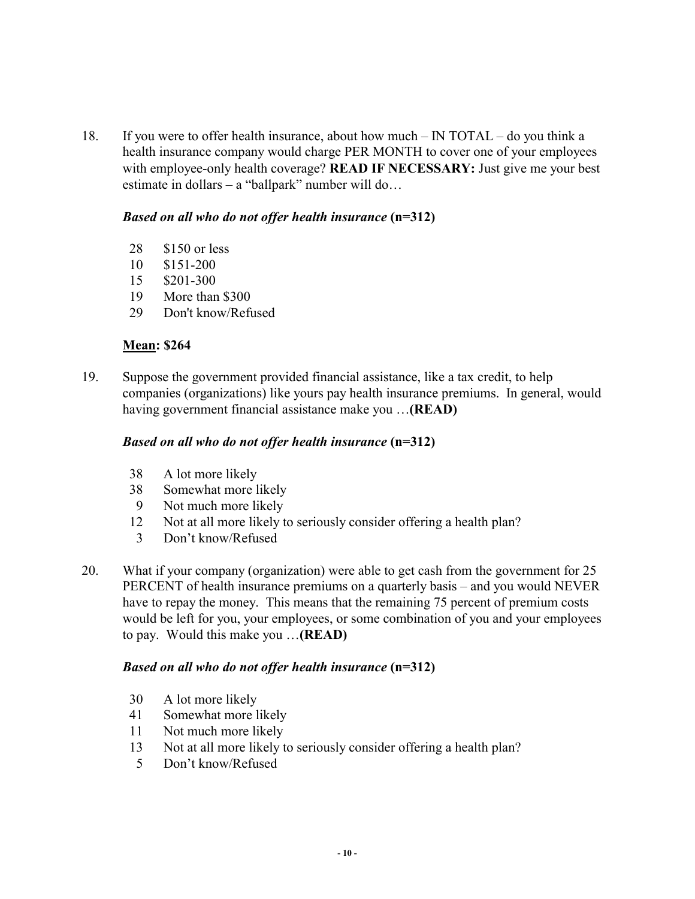18. If you were to offer health insurance, about how much – IN TOTAL – do you think a health insurance company would charge PER MONTH to cover one of your employees with employee-only health coverage? **READ IF NECESSARY:** Just give me your best estimate in dollars – a "ballpark" number will do…

    ***Based on all who do not offer health insurance*** **(n=312)**

    28 $150 or less
    10 $151-200
    15 $201-300
    19 More than $300
    29 Don't know/Refused

    **Mean: $264**

19. Suppose the government provided financial assistance, like a tax credit, to help companies (organizations) like yours pay health insurance premiums. In general, would having government financial assistance make you …**(READ)**

    ***Based on all who do not offer health insurance*** **(n=312)**

    38 A lot more likely
    38 Somewhat more likely
    9 Not much more likely
    12 Not at all more likely to seriously consider offering a health plan?
    3 Don't know/Refused

20. What if your company (organization) were able to get cash from the government for 25 PERCENT of health insurance premiums on a quarterly basis – and you would NEVER have to repay the money. This means that the remaining 75 percent of premium costs would be left for you, your employees, or some combination of you and your employees to pay. Would this make you …**(READ)**

    ***Based on all who do not offer health insurance*** **(n=312)**

    30 A lot more likely
    41 Somewhat more likely
    11 Not much more likely
    13 Not at all more likely to seriously consider offering a health plan?
    5 Don't know/Refused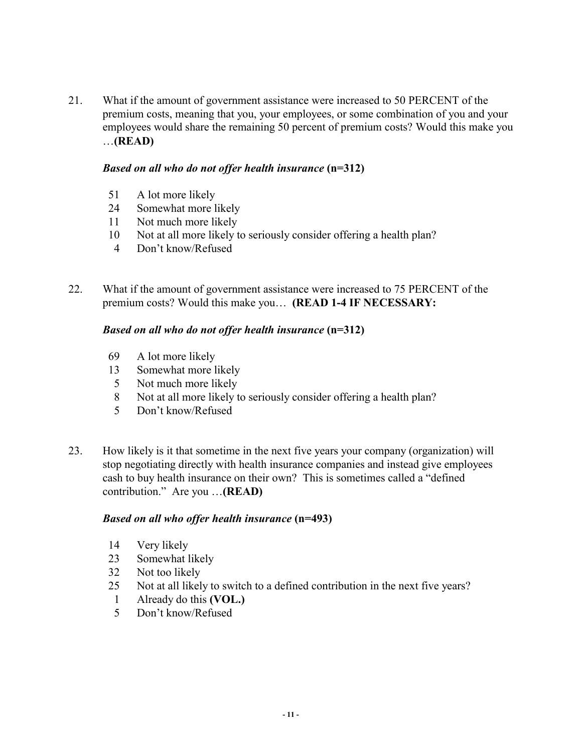21. What if the amount of government assistance were increased to 50 PERCENT of the premium costs, meaning that you, your employees, or some combination of you and your employees would share the remaining 50 percent of premium costs? Would this make you …**(READ)**

***Based on all who do not offer health insurance* (n=312)**

- 51 A lot more likely
- 24 Somewhat more likely
- 11 Not much more likely
- 10 Not at all more likely to seriously consider offering a health plan?
- 4 Don't know/Refused

22. What if the amount of government assistance were increased to 75 PERCENT of the premium costs? Would this make you… **(READ 1-4 IF NECESSARY:**

***Based on all who do not offer health insurance* (n=312)**

- 69 A lot more likely
- 13 Somewhat more likely
- 5 Not much more likely
- 8 Not at all more likely to seriously consider offering a health plan?
- 5 Don't know/Refused

23. How likely is it that sometime in the next five years your company (organization) will stop negotiating directly with health insurance companies and instead give employees cash to buy health insurance on their own? This is sometimes called a "defined contribution." Are you …**(READ)**

***Based on all who offer health insurance* (n=493)**

- 14 Very likely
- 23 Somewhat likely
- 32 Not too likely
- 25 Not at all likely to switch to a defined contribution in the next five years?
- 1 Already do this **(VOL.)**
- 5 Don't know/Refused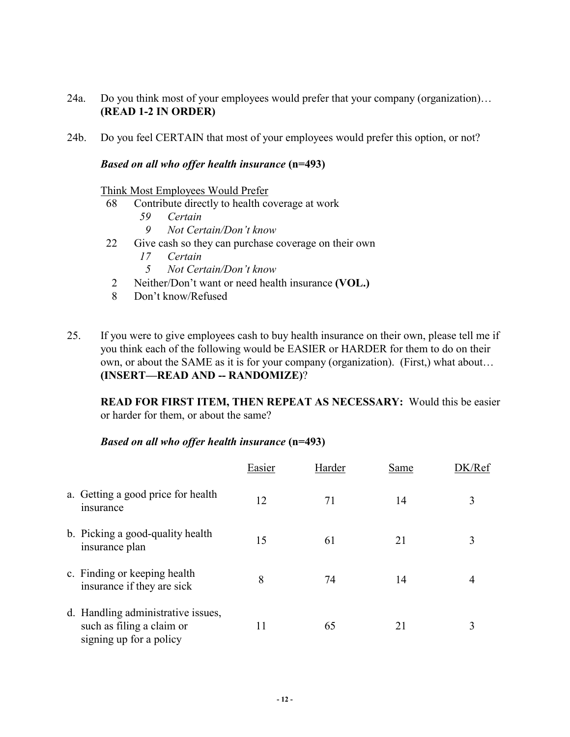24a. Do you think most of your employees would prefer that your company (organization)… **(READ 1-2 IN ORDER)**

24b. Do you feel CERTAIN that most of your employees would prefer this option, or not?

***Based on all who offer health insurance*** **(n=493)**

Think Most Employees Would Prefer

- 68 Contribute directly to health coverage at work
  - *59 Certain*
  - *9 Not Certain/Don't know*
- 22 Give cash so they can purchase coverage on their own
  - *17 Certain*
  - *5 Not Certain/Don't know*
- 2 Neither/Don't want or need health insurance **(VOL.)**
- 8 Don't know/Refused

25. If you were to give employees cash to buy health insurance on their own, please tell me if you think each of the following would be EASIER or HARDER for them to do on their own, or about the SAME as it is for your company (organization). (First,) what about… **(INSERT—READ AND -- RANDOMIZE)**?

**READ FOR FIRST ITEM, THEN REPEAT AS NECESSARY:** Would this be easier or harder for them, or about the same?

***Based on all who offer health insurance*** **(n=493)**

| | Easier | Harder | Same | DK/Ref |
|---|---|---|---|---|
| a. Getting a good price for health insurance | 12 | 71 | 14 | 3 |
| b. Picking a good-quality health insurance plan | 15 | 61 | 21 | 3 |
| c. Finding or keeping health insurance if they are sick | 8 | 74 | 14 | 4 |
| d. Handling administrative issues, such as filing a claim or signing up for a policy | 11 | 65 | 21 | 3 |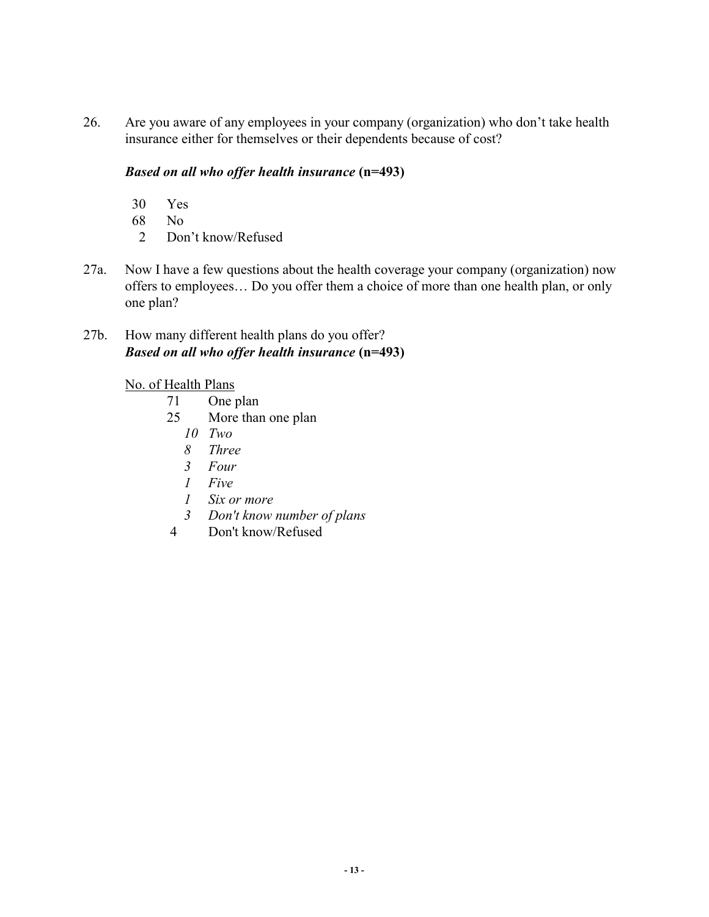26. Are you aware of any employees in your company (organization) who don't take health insurance either for themselves or their dependents because of cost?

***Based on all who offer health insurance*** **(n=493)**

30 Yes
68 No
2 Don't know/Refused

27a. Now I have a few questions about the health coverage your company (organization) now offers to employees… Do you offer them a choice of more than one health plan, or only one plan?

27b. How many different health plans do you offer?
***Based on all who offer health insurance*** **(n=493)**

<u>No. of Health Plans</u>

71 One plan
25 More than one plan
*10 Two*
*8 Three*
*3 Four*
*1 Five*
*1 Six or more*
*3 Don't know number of plans*
4 Don't know/Refused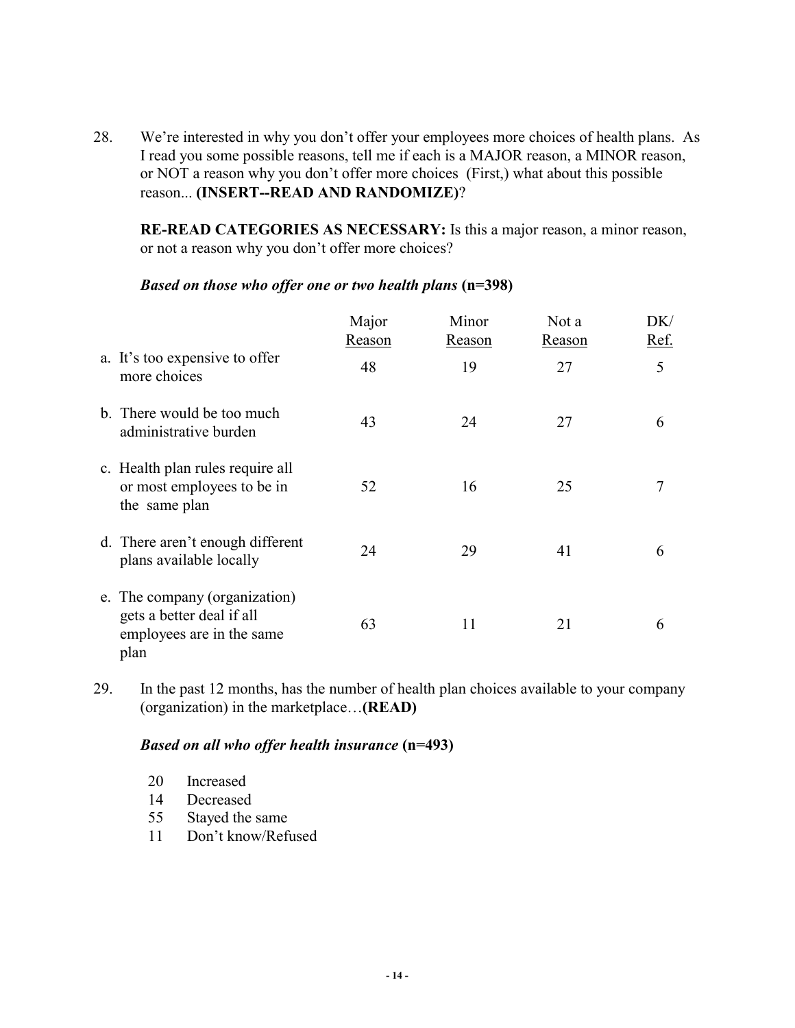28. We're interested in why you don't offer your employees more choices of health plans. As I read you some possible reasons, tell me if each is a MAJOR reason, a MINOR reason, or NOT a reason why you don't offer more choices (First,) what about this possible reason... **(INSERT--READ AND RANDOMIZE)**?

**RE-READ CATEGORIES AS NECESSARY:** Is this a major reason, a minor reason, or not a reason why you don't offer more choices?

***Based on those who offer one or two health plans*** **(n=398)**

| | Major Reason | Minor Reason | Not a Reason | DK/ Ref. |
|---|---|---|---|---|
| a. It's too expensive to offer more choices | 48 | 19 | 27 | 5 |
| b. There would be too much administrative burden | 43 | 24 | 27 | 6 |
| c. Health plan rules require all or most employees to be in the same plan | 52 | 16 | 25 | 7 |
| d. There aren't enough different plans available locally | 24 | 29 | 41 | 6 |
| e. The company (organization) gets a better deal if all employees are in the same plan | 63 | 11 | 21 | 6 |

29. In the past 12 months, has the number of health plan choices available to your company (organization) in the marketplace…**(READ)**

***Based on all who offer health insurance*** **(n=493)**

- 20 Increased
- 14 Decreased
- 55 Stayed the same
- 11 Don't know/Refused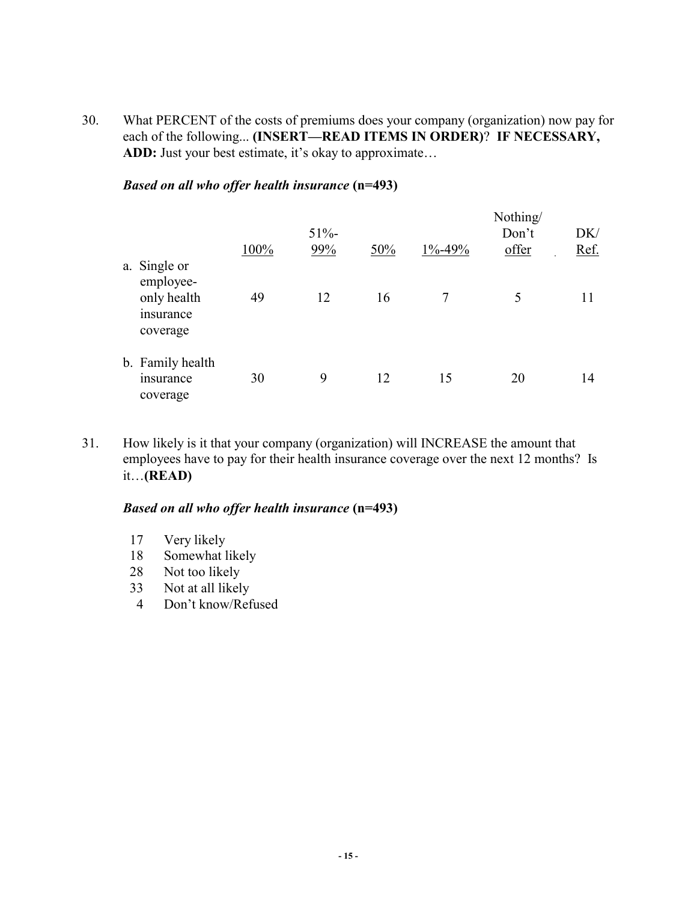30. What PERCENT of the costs of premiums does your company (organization) now pay for each of the following... **(INSERT—READ ITEMS IN ORDER)**? **IF NECESSARY, ADD:** Just your best estimate, it's okay to approximate…

***Based on all who offer health insurance*** **(n=493)**

| | 100% | 51%-99% | 50% | 1%-49% | Nothing/ Don't offer | DK/ Ref. |
|---|---|---|---|---|---|---|
| a. Single or employee-only health insurance coverage | 49 | 12 | 16 | 7 | 5 | 11 |
| b. Family health insurance coverage | 30 | 9 | 12 | 15 | 20 | 14 |

31. How likely is it that your company (organization) will INCREASE the amount that employees have to pay for their health insurance coverage over the next 12 months? Is it…**(READ)**

***Based on all who offer health insurance*** **(n=493)**

- 17 Very likely
- 18 Somewhat likely
- 28 Not too likely
- 33 Not at all likely
- 4 Don't know/Refused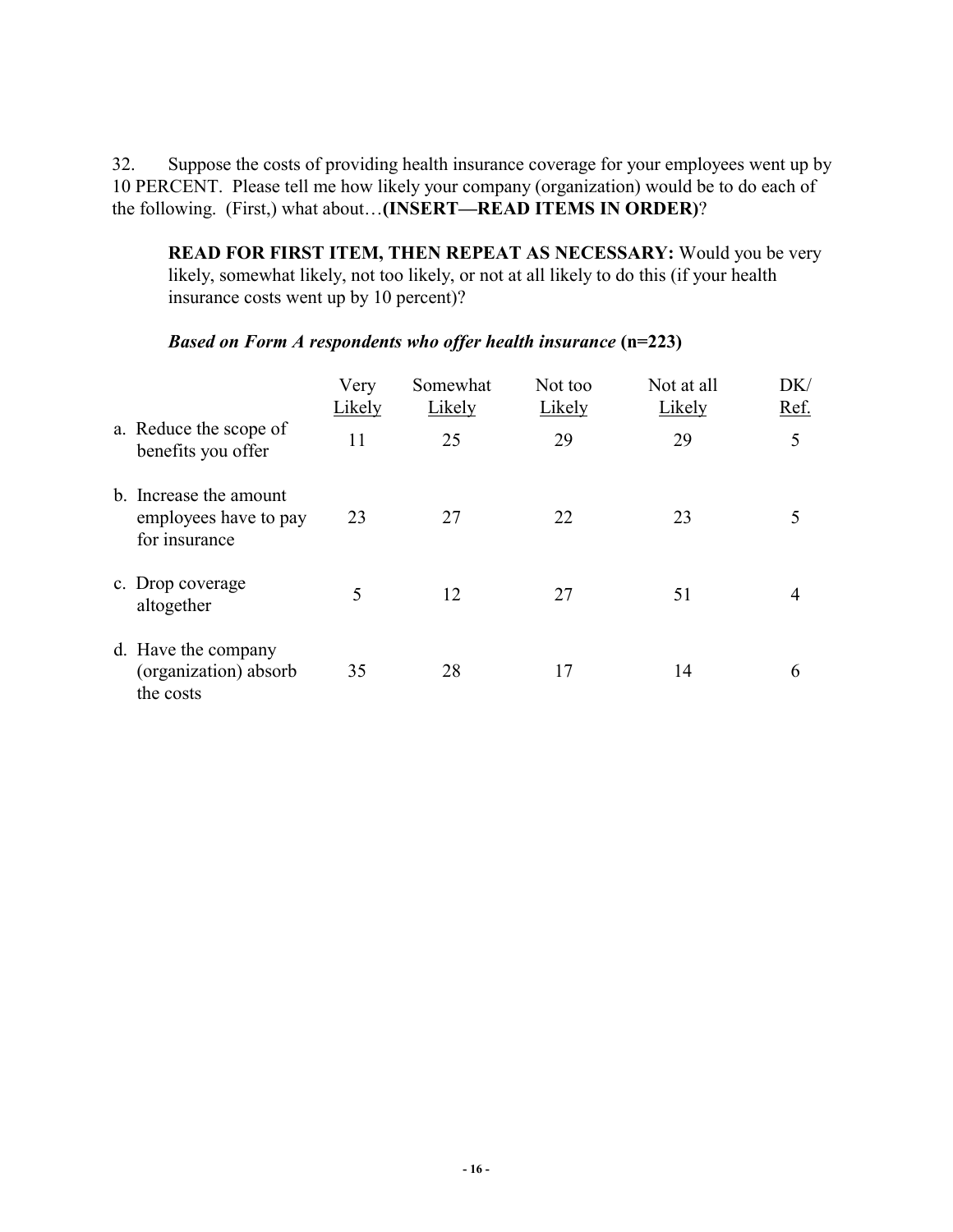32. Suppose the costs of providing health insurance coverage for your employees went up by 10 PERCENT. Please tell me how likely your company (organization) would be to do each of the following. (First,) what about…**(INSERT—READ ITEMS IN ORDER)**?

> **READ FOR FIRST ITEM, THEN REPEAT AS NECESSARY:** Would you be very likely, somewhat likely, not too likely, or not at all likely to do this (if your health insurance costs went up by 10 percent)?
>
> ***Based on Form A respondents who offer health insurance*** **(n=223)**

| | Very Likely | Somewhat Likely | Not too Likely | Not at all Likely | DK/ Ref. |
|---|---|---|---|---|---|
| a. Reduce the scope of benefits you offer | 11 | 25 | 29 | 29 | 5 |
| b. Increase the amount employees have to pay for insurance | 23 | 27 | 22 | 23 | 5 |
| c. Drop coverage altogether | 5 | 12 | 27 | 51 | 4 |
| d. Have the company (organization) absorb the costs | 35 | 28 | 17 | 14 | 6 |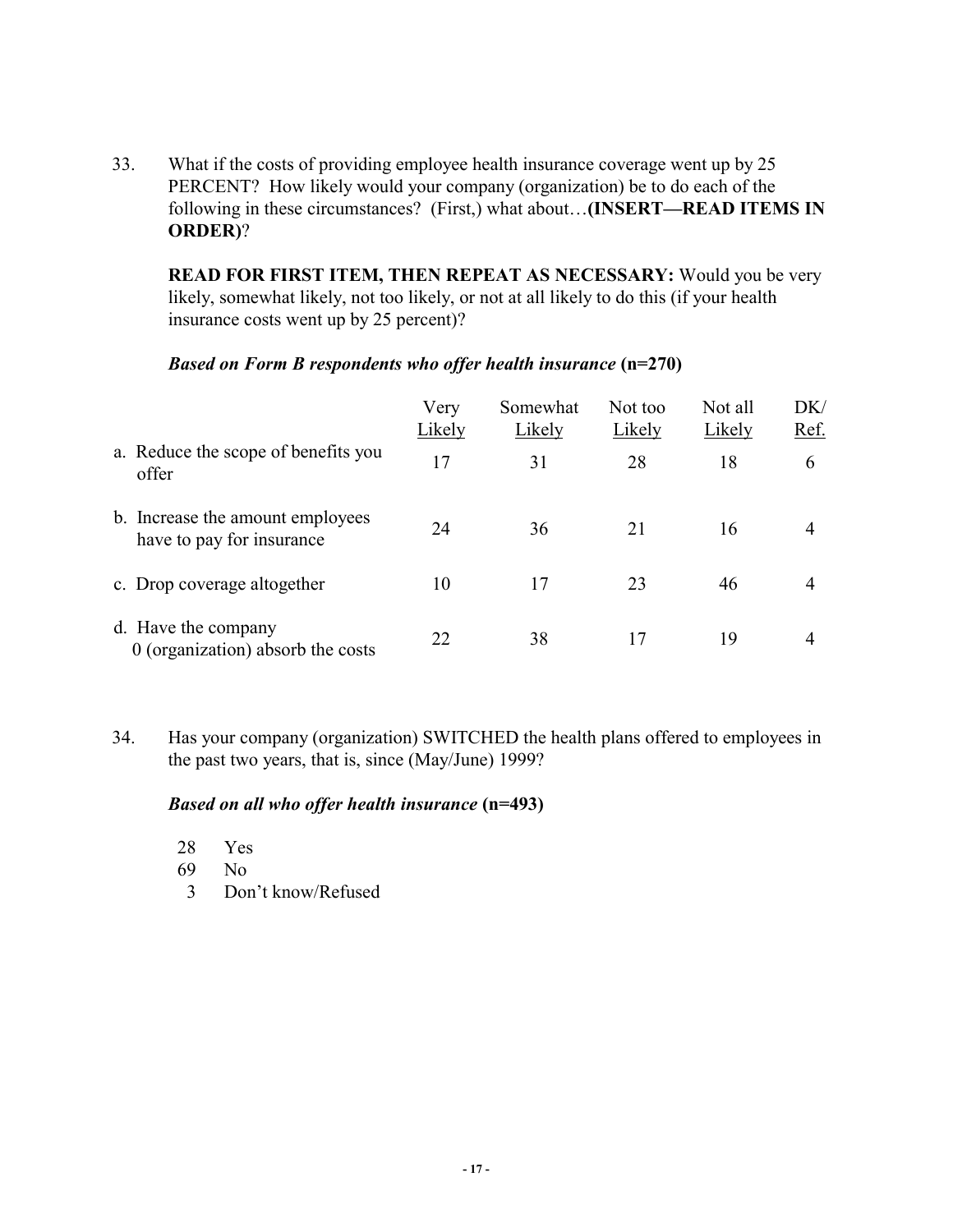33. What if the costs of providing employee health insurance coverage went up by 25 PERCENT? How likely would your company (organization) be to do each of the following in these circumstances? (First,) what about…**(INSERT—READ ITEMS IN ORDER)**?

**READ FOR FIRST ITEM, THEN REPEAT AS NECESSARY:** Would you be very likely, somewhat likely, not too likely, or not at all likely to do this (if your health insurance costs went up by 25 percent)?

***Based on Form B respondents who offer health insurance* (n=270)**

| | Very Likely | Somewhat Likely | Not too Likely | Not all Likely | DK/ Ref. |
|---|---|---|---|---|---|
| a. Reduce the scope of benefits you offer | 17 | 31 | 28 | 18 | 6 |
| b. Increase the amount employees have to pay for insurance | 24 | 36 | 21 | 16 | 4 |
| c. Drop coverage altogether | 10 | 17 | 23 | 46 | 4 |
| d. Have the company 0 (organization) absorb the costs | 22 | 38 | 17 | 19 | 4 |

34. Has your company (organization) SWITCHED the health plans offered to employees in the past two years, that is, since (May/June) 1999?

***Based on all who offer health insurance* (n=493)**

28 Yes
69 No
3 Don't know/Refused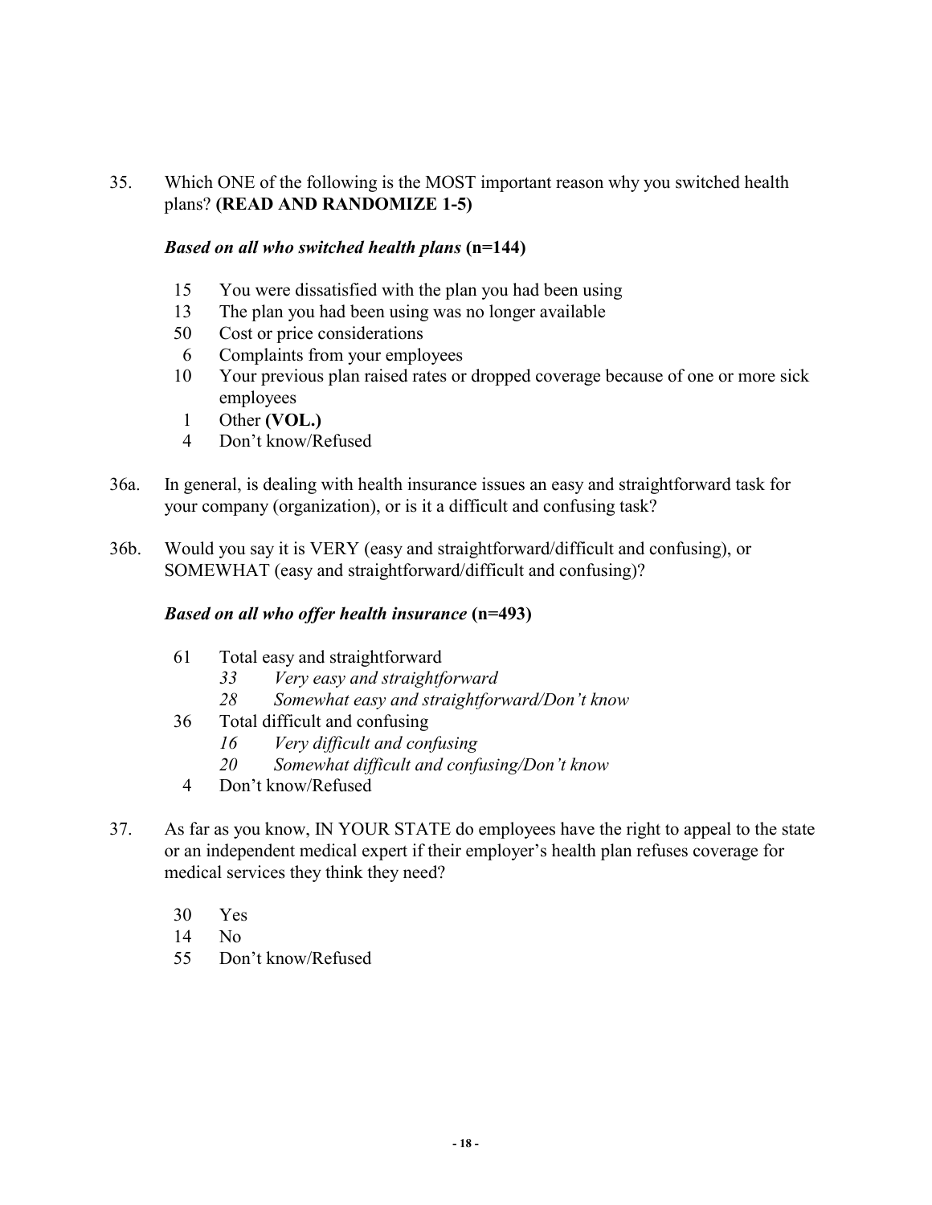35. Which ONE of the following is the MOST important reason why you switched health plans? **(READ AND RANDOMIZE 1-5)**

*Based on all who switched health plans* **(n=144)**

- 15 You were dissatisfied with the plan you had been using
- 13 The plan you had been using was no longer available
- 50 Cost or price considerations
- 6 Complaints from your employees
- 10 Your previous plan raised rates or dropped coverage because of one or more sick employees
- 1 Other **(VOL.)**
- 4 Don't know/Refused

36a. In general, is dealing with health insurance issues an easy and straightforward task for your company (organization), or is it a difficult and confusing task?

36b. Would you say it is VERY (easy and straightforward/difficult and confusing), or SOMEWHAT (easy and straightforward/difficult and confusing)?

*Based on all who offer health insurance* **(n=493)**

- 61 Total easy and straightforward
  - *33 Very easy and straightforward*
  - *28 Somewhat easy and straightforward/Don't know*
- 36 Total difficult and confusing
  - *16 Very difficult and confusing*
  - *20 Somewhat difficult and confusing/Don't know*
- 4 Don't know/Refused

37. As far as you know, IN YOUR STATE do employees have the right to appeal to the state or an independent medical expert if their employer's health plan refuses coverage for medical services they think they need?

- 30 Yes
- 14 No
- 55 Don't know/Refused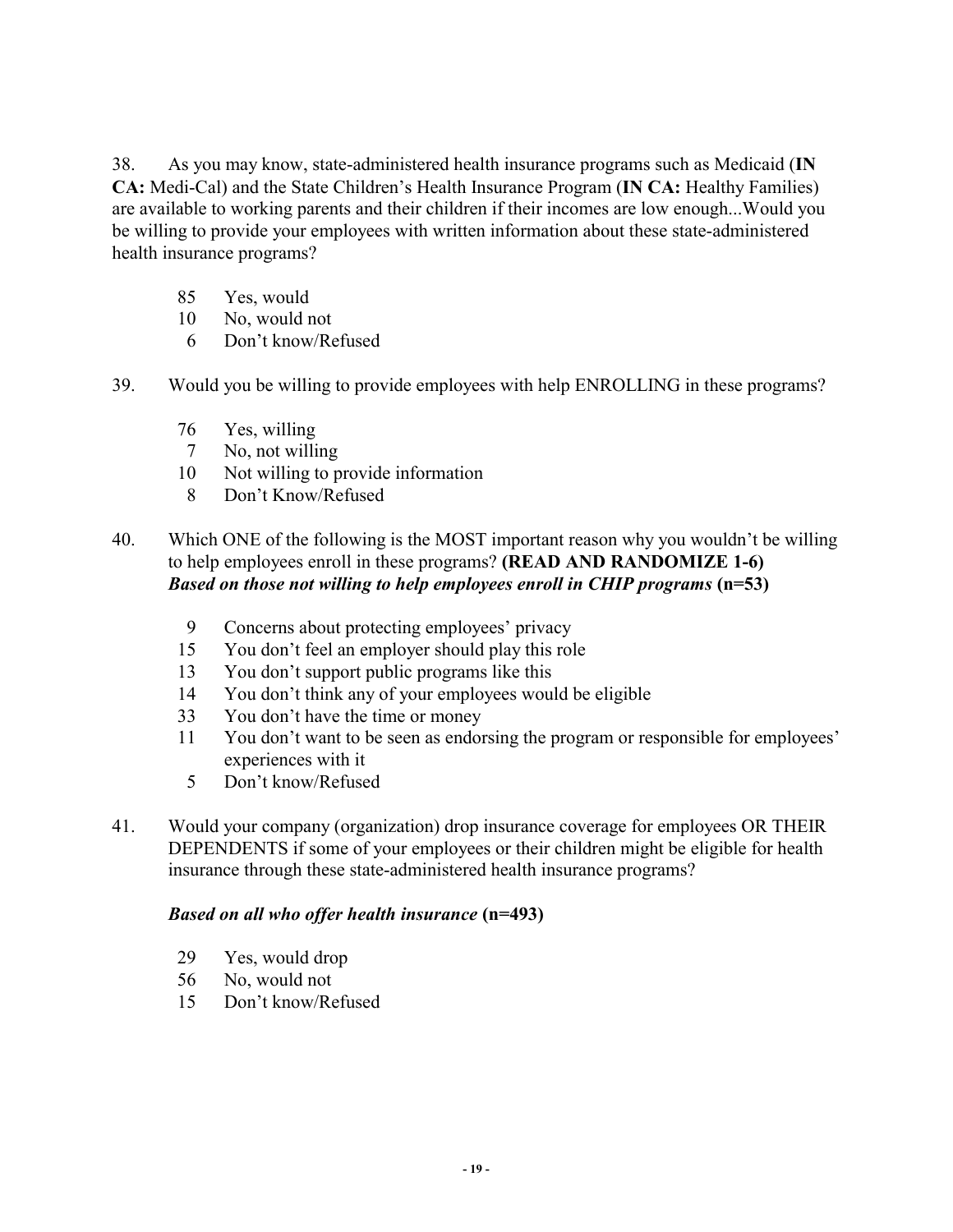38. As you may know, state-administered health insurance programs such as Medicaid (**IN CA:** Medi-Cal) and the State Children's Health Insurance Program (**IN CA:** Healthy Families) are available to working parents and their children if their incomes are low enough...Would you be willing to provide your employees with written information about these state-administered health insurance programs?

- 85 Yes, would
- 10 No, would not
- 6 Don't know/Refused

39. Would you be willing to provide employees with help ENROLLING in these programs?

- 76 Yes, willing
- 7 No, not willing
- 10 Not willing to provide information
- 8 Don't Know/Refused

40. Which ONE of the following is the MOST important reason why you wouldn't be willing to help employees enroll in these programs? **(READ AND RANDOMIZE 1-6)**
***Based on those not willing to help employees enroll in CHIP programs* (n=53)**

- 9 Concerns about protecting employees' privacy
- 15 You don't feel an employer should play this role
- 13 You don't support public programs like this
- 14 You don't think any of your employees would be eligible
- 33 You don't have the time or money
- 11 You don't want to be seen as endorsing the program or responsible for employees' experiences with it
- 5 Don't know/Refused

41. Would your company (organization) drop insurance coverage for employees OR THEIR DEPENDENTS if some of your employees or their children might be eligible for health insurance through these state-administered health insurance programs?

***Based on all who offer health insurance* (n=493)**

- 29 Yes, would drop
- 56 No, would not
- 15 Don't know/Refused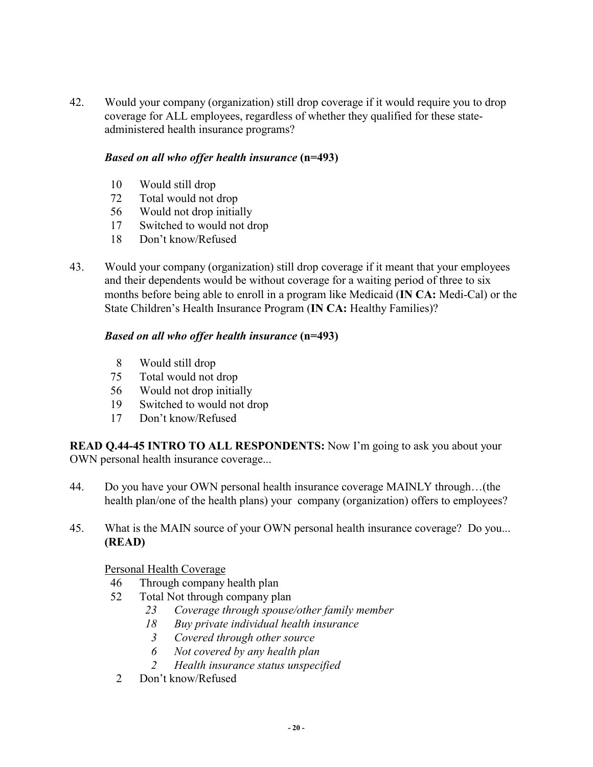42. Would your company (organization) still drop coverage if it would require you to drop coverage for ALL employees, regardless of whether they qualified for these state-administered health insurance programs?

***Based on all who offer health insurance*** **(n=493)**

10 Would still drop
72 Total would not drop
56 Would not drop initially
17 Switched to would not drop
18 Don't know/Refused

43. Would your company (organization) still drop coverage if it meant that your employees and their dependents would be without coverage for a waiting period of three to six months before being able to enroll in a program like Medicaid (**IN CA:** Medi-Cal) or the State Children's Health Insurance Program (**IN CA:** Healthy Families)?

***Based on all who offer health insurance*** **(n=493)**

8 Would still drop
75 Total would not drop
56 Would not drop initially
19 Switched to would not drop
17 Don't know/Refused

**READ Q.44-45 INTRO TO ALL RESPONDENTS:** Now I'm going to ask you about your OWN personal health insurance coverage...

44. Do you have your OWN personal health insurance coverage MAINLY through…(the health plan/one of the health plans) your company (organization) offers to employees?

45. What is the MAIN source of your OWN personal health insurance coverage? Do you... **(READ)**

Personal Health Coverage

46 Through company health plan
52 Total Not through company plan
  *23 Coverage through spouse/other family member*
  *18 Buy private individual health insurance*
  *3 Covered through other source*
  *6 Not covered by any health plan*
  *2 Health insurance status unspecified*
2 Don't know/Refused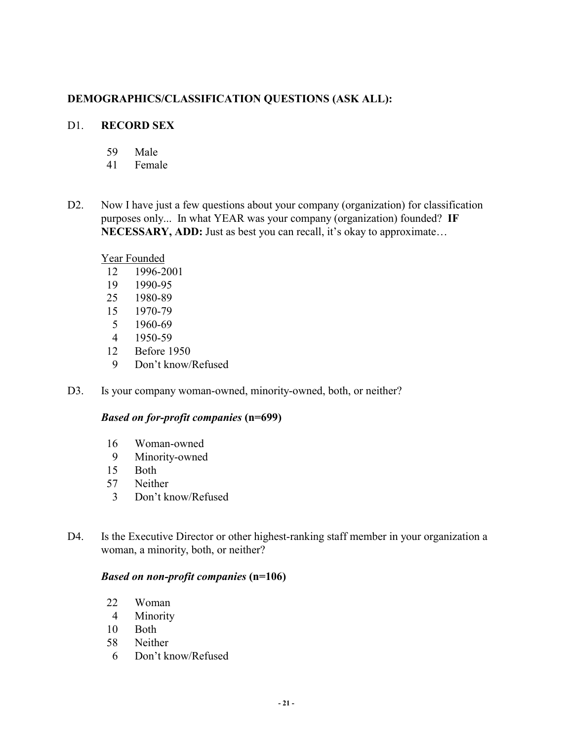## DEMOGRAPHICS/CLASSIFICATION QUESTIONS (ASK ALL):

D1. **RECORD SEX**

59 Male
41 Female

D2. Now I have just a few questions about your company (organization) for classification purposes only... In what YEAR was your company (organization) founded? **IF NECESSARY, ADD:** Just as best you can recall, it's okay to approximate…

Year Founded

12 1996-2001
19 1990-95
25 1980-89
15 1970-79
5 1960-69
4 1950-59
12 Before 1950
9 Don't know/Refused

D3. Is your company woman-owned, minority-owned, both, or neither?

***Based on for-profit companies* (n=699)**

16 Woman-owned
9 Minority-owned
15 Both
57 Neither
3 Don't know/Refused

D4. Is the Executive Director or other highest-ranking staff member in your organization a woman, a minority, both, or neither?

***Based on non-profit companies* (n=106)**

22 Woman
4 Minority
10 Both
58 Neither
6 Don't know/Refused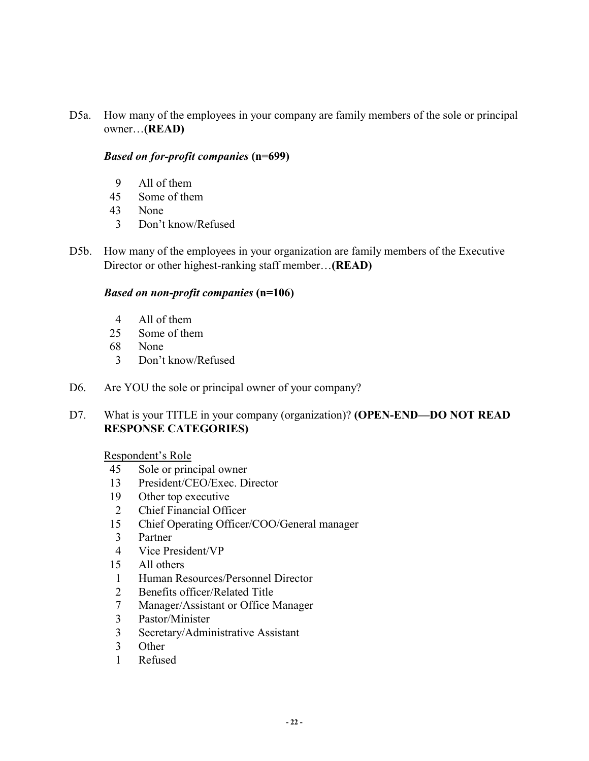D5a. How many of the employees in your company are family members of the sole or principal owner…**(READ)**

***Based on for-profit companies*** **(n=699)**

9 All of them
45 Some of them
43 None
3 Don't know/Refused

D5b. How many of the employees in your organization are family members of the Executive Director or other highest-ranking staff member…**(READ)**

***Based on non-profit companies*** **(n=106)**

4 All of them
25 Some of them
68 None
3 Don't know/Refused

D6. Are YOU the sole or principal owner of your company?

D7. What is your TITLE in your company (organization)? **(OPEN-END—DO NOT READ RESPONSE CATEGORIES)**

Respondent's Role

45 Sole or principal owner
13 President/CEO/Exec. Director
19 Other top executive
2 Chief Financial Officer
15 Chief Operating Officer/COO/General manager
3 Partner
4 Vice President/VP
15 All others
1 Human Resources/Personnel Director
2 Benefits officer/Related Title
7 Manager/Assistant or Office Manager
3 Pastor/Minister
3 Secretary/Administrative Assistant
3 Other
1 Refused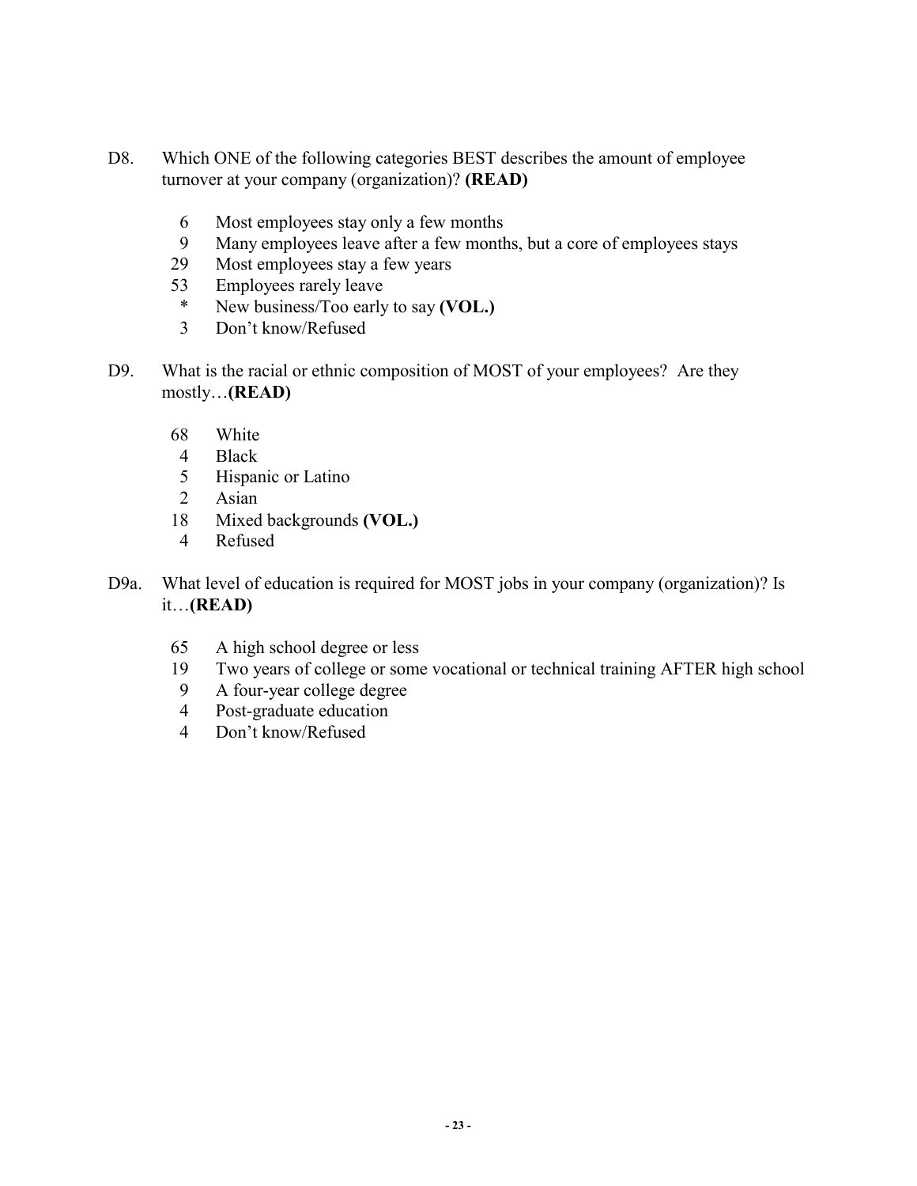D8. Which ONE of the following categories BEST describes the amount of employee turnover at your company (organization)? **(READ)**

6 Most employees stay only a few months
9 Many employees leave after a few months, but a core of employees stays
29 Most employees stay a few years
53 Employees rarely leave
* New business/Too early to say **(VOL.)**
3 Don't know/Refused

D9. What is the racial or ethnic composition of MOST of your employees? Are they mostly…**(READ)**

68 White
4 Black
5 Hispanic or Latino
2 Asian
18 Mixed backgrounds **(VOL.)**
4 Refused

D9a. What level of education is required for MOST jobs in your company (organization)? Is it…**(READ)**

65 A high school degree or less
19 Two years of college or some vocational or technical training AFTER high school
9 A four-year college degree
4 Post-graduate education
4 Don't know/Refused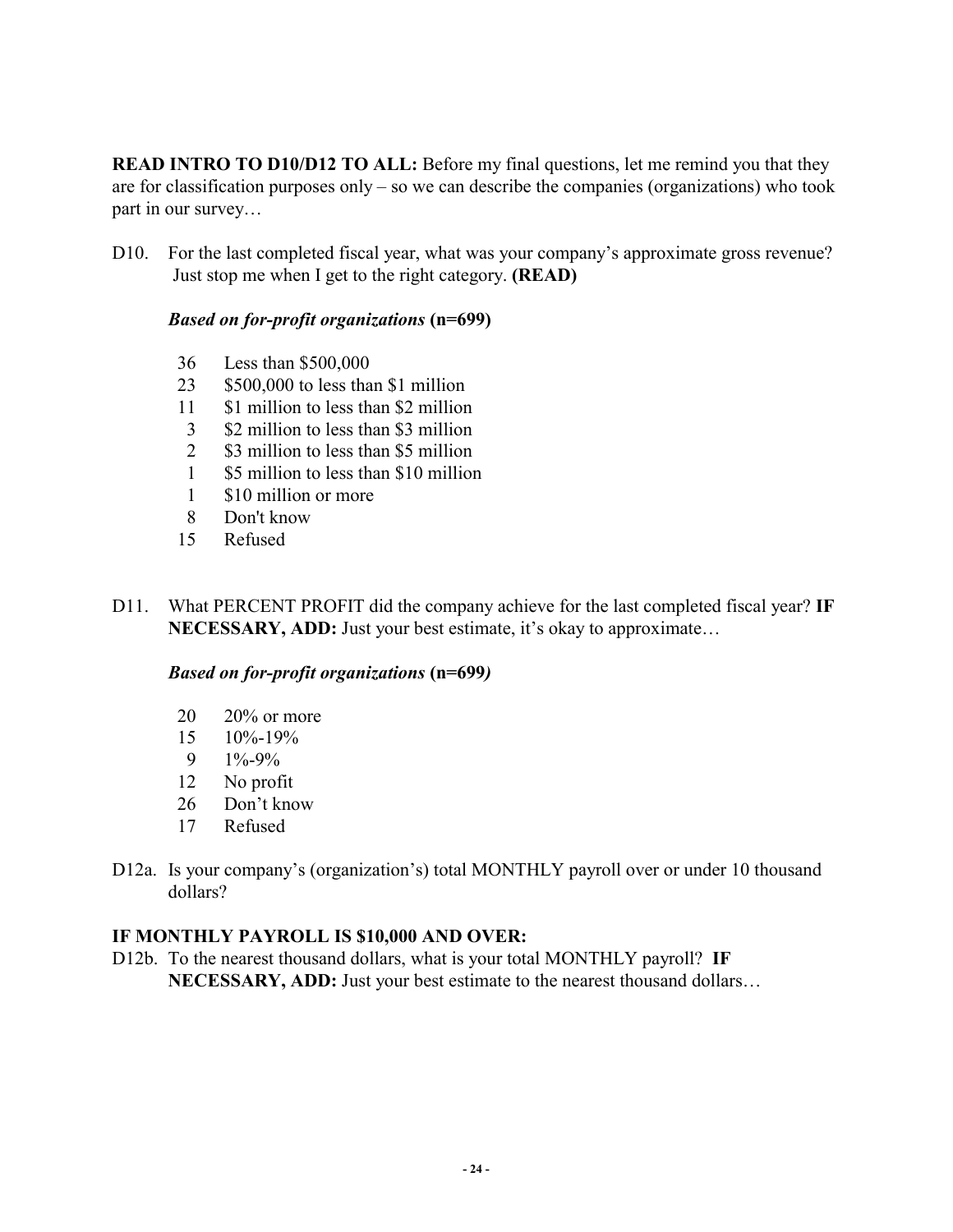**READ INTRO TO D10/D12 TO ALL:** Before my final questions, let me remind you that they are for classification purposes only – so we can describe the companies (organizations) who took part in our survey…

D10. For the last completed fiscal year, what was your company's approximate gross revenue? Just stop me when I get to the right category. **(READ)**

***Based on for-profit organizations*** **(n=699)**

| | |
|---|---|
| 36 | Less than $500,000 |
| 23 | $500,000 to less than $1 million |
| 11 | $1 million to less than $2 million |
| 3 | $2 million to less than $3 million |
| 2 | $3 million to less than $5 million |
| 1 | $5 million to less than $10 million |
| 1 | $10 million or more |
| 8 | Don't know |
| 15 | Refused |

D11. What PERCENT PROFIT did the company achieve for the last completed fiscal year? **IF NECESSARY, ADD:** Just your best estimate, it's okay to approximate…

***Based on for-profit organizations*** **(n=699*)***

| | |
|---|---|
| 20 | 20% or more |
| 15 | 10%-19% |
| 9 | 1%-9% |
| 12 | No profit |
| 26 | Don't know |
| 17 | Refused |

D12a. Is your company's (organization's) total MONTHLY payroll over or under 10 thousand dollars?

**IF MONTHLY PAYROLL IS $10,000 AND OVER:**

D12b. To the nearest thousand dollars, what is your total MONTHLY payroll? **IF NECESSARY, ADD:** Just your best estimate to the nearest thousand dollars…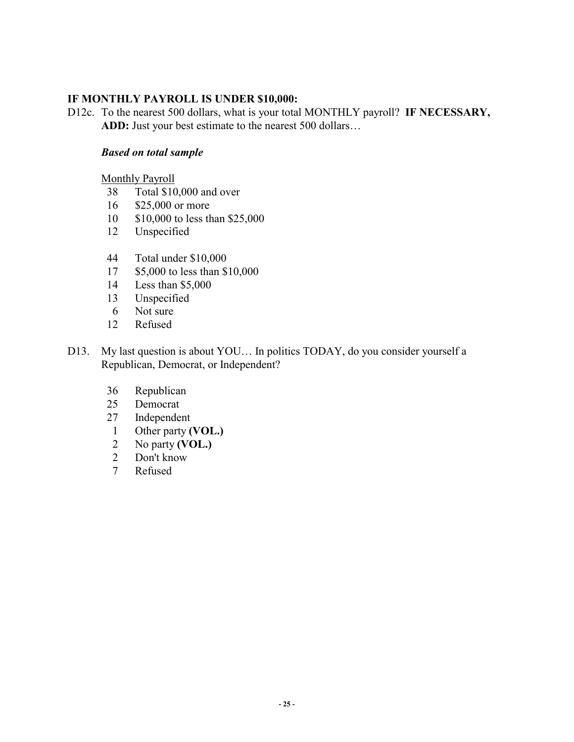**IF MONTHLY PAYROLL IS UNDER $10,000:**

D12c. To the nearest 500 dollars, what is your total MONTHLY payroll? **IF NECESSARY, ADD:** Just your best estimate to the nearest 500 dollars…

***Based on total sample***

Monthly Payroll

| | |
|---|---|
| 38 | Total $10,000 and over |
| 16 | $25,000 or more |
| 10 | $10,000 to less than $25,000 |
| 12 | Unspecified |
| | |
| 44 | Total under $10,000 |
| 17 | $5,000 to less than $10,000 |
| 14 | Less than $5,000 |
| 13 | Unspecified |
| 6 | Not sure |
| 12 | Refused |

D13. My last question is about YOU… In politics TODAY, do you consider yourself a Republican, Democrat, or Independent?

| | |
|---|---|
| 36 | Republican |
| 25 | Democrat |
| 27 | Independent |
| 1 | Other party **(VOL.)** |
| 2 | No party **(VOL.)** |
| 2 | Don't know |
| 7 | Refused |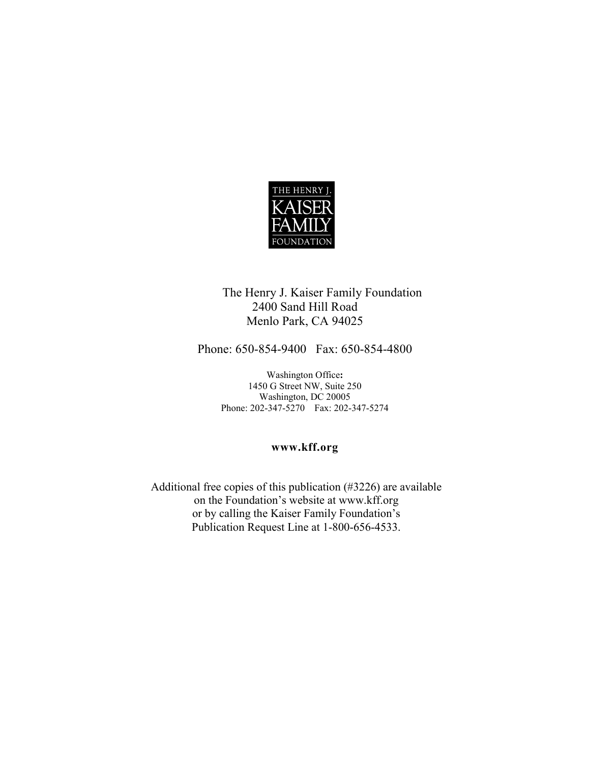THE HENRY J.
KAISER
FAMILY
FOUNDATION

The Henry J. Kaiser Family Foundation
2400 Sand Hill Road
Menlo Park, CA 94025

Phone: 650-854-9400 Fax: 650-854-4800

Washington Office:
1450 G Street NW, Suite 250
Washington, DC 20005
Phone: 202-347-5270 Fax: 202-347-5274

**www.kff.org**

Additional free copies of this publication (#3226) are available
on the Foundation's website at www.kff.org
or by calling the Kaiser Family Foundation's
Publication Request Line at 1-800-656-4533.